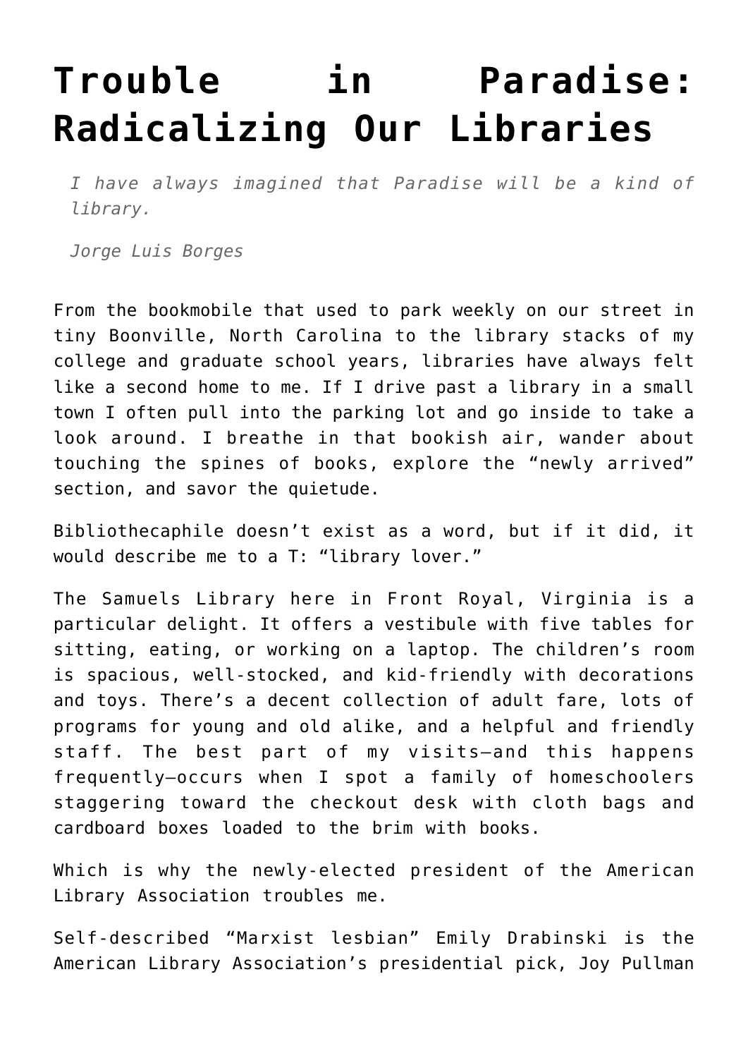# Trouble in Paradise: Radicalizing Our Libraries

> *I have always imagined that Paradise will be a kind of library.*
>
> *Jorge Luis Borges*

From the bookmobile that used to park weekly on our street in tiny Boonville, North Carolina to the library stacks of my college and graduate school years, libraries have always felt like a second home to me. If I drive past a library in a small town I often pull into the parking lot and go inside to take a look around. I breathe in that bookish air, wander about touching the spines of books, explore the "newly arrived" section, and savor the quietude.

Bibliothecaphile doesn't exist as a word, but if it did, it would describe me to a T: "library lover."

The Samuels Library here in Front Royal, Virginia is a particular delight. It offers a vestibule with five tables for sitting, eating, or working on a laptop. The children's room is spacious, well-stocked, and kid-friendly with decorations and toys. There's a decent collection of adult fare, lots of programs for young and old alike, and a helpful and friendly staff. The best part of my visits—and this happens frequently—occurs when I spot a family of homeschoolers staggering toward the checkout desk with cloth bags and cardboard boxes loaded to the brim with books.

Which is why the newly-elected president of the American Library Association troubles me.

Self-described "Marxist lesbian" Emily Drabinski is the American Library Association's presidential pick, Joy Pullman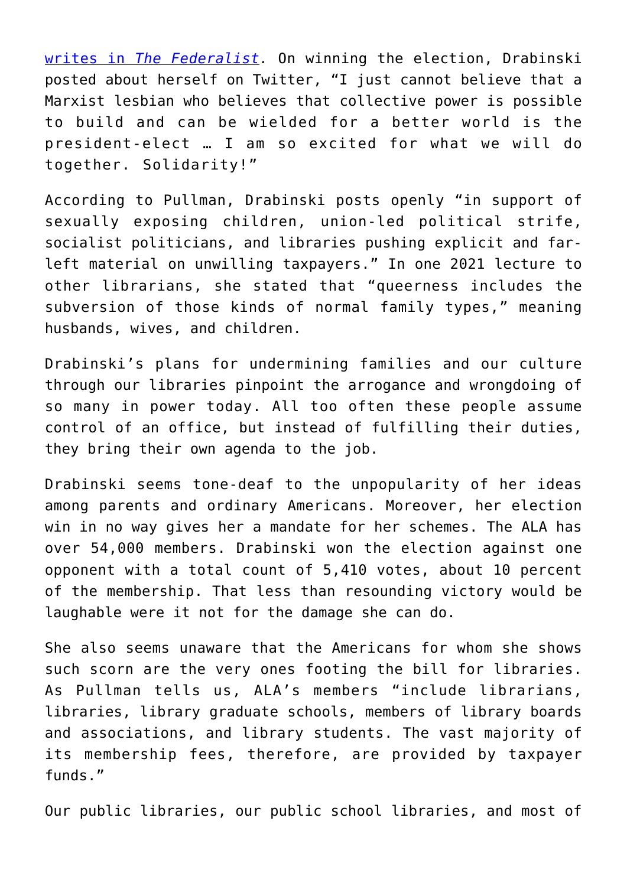[writes in *The Federalist*](). On winning the election, Drabinski posted about herself on Twitter, "I just cannot believe that a Marxist lesbian who believes that collective power is possible to build and can be wielded for a better world is the president-elect … I am so excited for what we will do together. Solidarity!"

According to Pullman, Drabinski posts openly "in support of sexually exposing children, union-led political strife, socialist politicians, and libraries pushing explicit and far-left material on unwilling taxpayers." In one 2021 lecture to other librarians, she stated that "queerness includes the subversion of those kinds of normal family types," meaning husbands, wives, and children.

Drabinski's plans for undermining families and our culture through our libraries pinpoint the arrogance and wrongdoing of so many in power today. All too often these people assume control of an office, but instead of fulfilling their duties, they bring their own agenda to the job.

Drabinski seems tone-deaf to the unpopularity of her ideas among parents and ordinary Americans. Moreover, her election win in no way gives her a mandate for her schemes. The ALA has over 54,000 members. Drabinski won the election against one opponent with a total count of 5,410 votes, about 10 percent of the membership. That less than resounding victory would be laughable were it not for the damage she can do.

She also seems unaware that the Americans for whom she shows such scorn are the very ones footing the bill for libraries. As Pullman tells us, ALA's members "include librarians, libraries, library graduate schools, members of library boards and associations, and library students. The vast majority of its membership fees, therefore, are provided by taxpayer funds."

Our public libraries, our public school libraries, and most of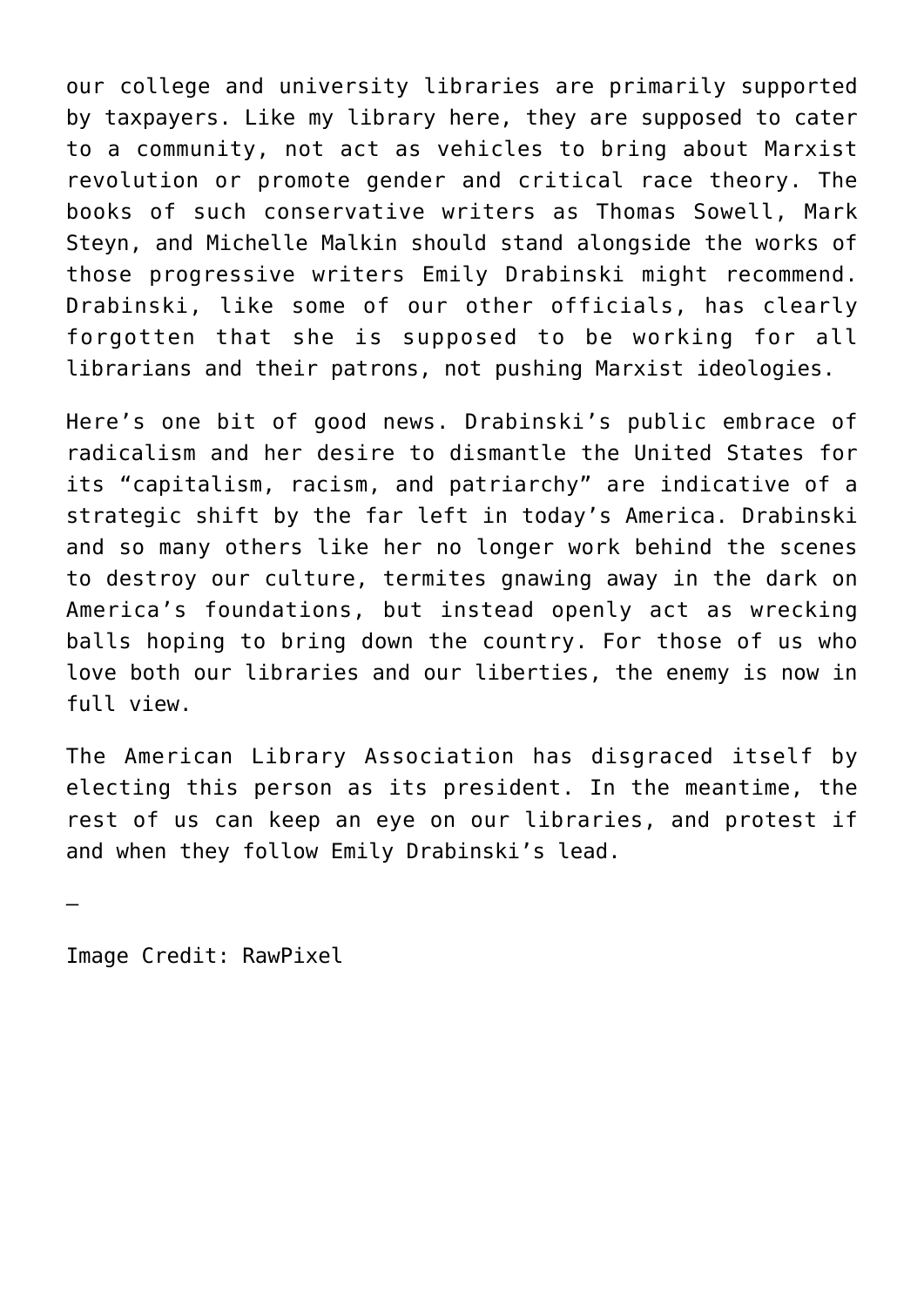our college and university libraries are primarily supported by taxpayers. Like my library here, they are supposed to cater to a community, not act as vehicles to bring about Marxist revolution or promote gender and critical race theory. The books of such conservative writers as Thomas Sowell, Mark Steyn, and Michelle Malkin should stand alongside the works of those progressive writers Emily Drabinski might recommend. Drabinski, like some of our other officials, has clearly forgotten that she is supposed to be working for all librarians and their patrons, not pushing Marxist ideologies.

Here's one bit of good news. Drabinski's public embrace of radicalism and her desire to dismantle the United States for its "capitalism, racism, and patriarchy" are indicative of a strategic shift by the far left in today's America. Drabinski and so many others like her no longer work behind the scenes to destroy our culture, termites gnawing away in the dark on America's foundations, but instead openly act as wrecking balls hoping to bring down the country. For those of us who love both our libraries and our liberties, the enemy is now in full view.

The American Library Association has disgraced itself by electing this person as its president. In the meantime, the rest of us can keep an eye on our libraries, and protest if and when they follow Emily Drabinski's lead.

—

Image Credit: RawPixel